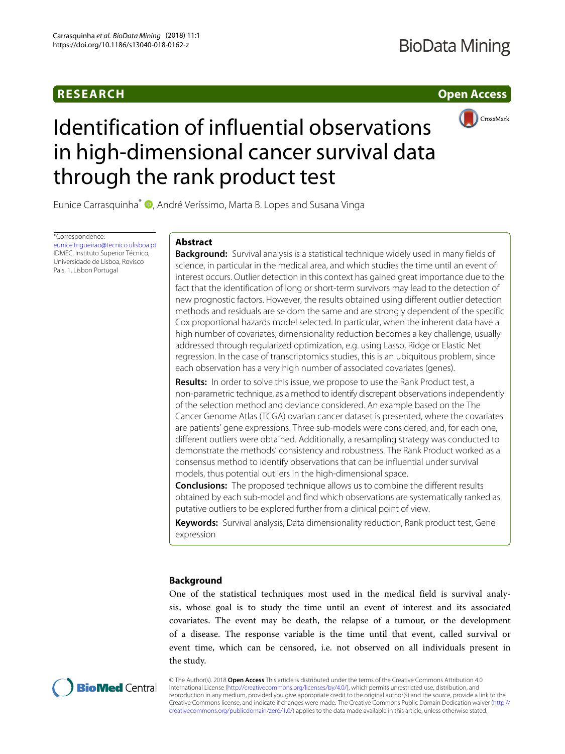RESEARCH

Open Access

# Identification of influential observations in high-dimensional cancer survival data through the rank product test

Eunice Carrasquinha*, André Veríssimo, Marta B. Lopes and Susana Vinga

*Correspondence: eunice.trigueirao@tecnico.ulisboa.pt
IDMEC, Instituto Superior Técnico, Universidade de Lisboa, Rovisco Pais, 1, Lisbon Portugal

## Abstract

**Background:** Survival analysis is a statistical technique widely used in many fields of science, in particular in the medical area, and which studies the time until an event of interest occurs. Outlier detection in this context has gained great importance due to the fact that the identification of long or short-term survivors may lead to the detection of new prognostic factors. However, the results obtained using different outlier detection methods and residuals are seldom the same and are strongly dependent of the specific Cox proportional hazards model selected. In particular, when the inherent data have a high number of covariates, dimensionality reduction becomes a key challenge, usually addressed through regularized optimization, e.g. using Lasso, Ridge or Elastic Net regression. In the case of transcriptomics studies, this is an ubiquitous problem, since each observation has a very high number of associated covariates (genes).

**Results:** In order to solve this issue, we propose to use the Rank Product test, a non-parametric technique, as a method to identify discrepant observations independently of the selection method and deviance considered. An example based on the The Cancer Genome Atlas (TCGA) ovarian cancer dataset is presented, where the covariates are patients' gene expressions. Three sub-models were considered, and, for each one, different outliers were obtained. Additionally, a resampling strategy was conducted to demonstrate the methods' consistency and robustness. The Rank Product worked as a consensus method to identify observations that can be influential under survival models, thus potential outliers in the high-dimensional space.

**Conclusions:** The proposed technique allows us to combine the different results obtained by each sub-model and find which observations are systematically ranked as putative outliers to be explored further from a clinical point of view.

**Keywords:** Survival analysis, Data dimensionality reduction, Rank product test, Gene expression

## Background

One of the statistical techniques most used in the medical field is survival analysis, whose goal is to study the time until an event of interest and its associated covariates. The event may be death, the relapse of a tumour, or the development of a disease. The response variable is the time until that event, called survival or event time, which can be censored, i.e. not observed on all individuals present in the study.

© The Author(s). 2018 **Open Access** This article is distributed under the terms of the Creative Commons Attribution 4.0 International License (http://creativecommons.org/licenses/by/4.0/), which permits unrestricted use, distribution, and reproduction in any medium, provided you give appropriate credit to the original author(s) and the source, provide a link to the Creative Commons license, and indicate if changes were made. The Creative Commons Public Domain Dedication waiver (http://creativecommons.org/publicdomain/zero/1.0/) applies to the data made available in this article, unless otherwise stated.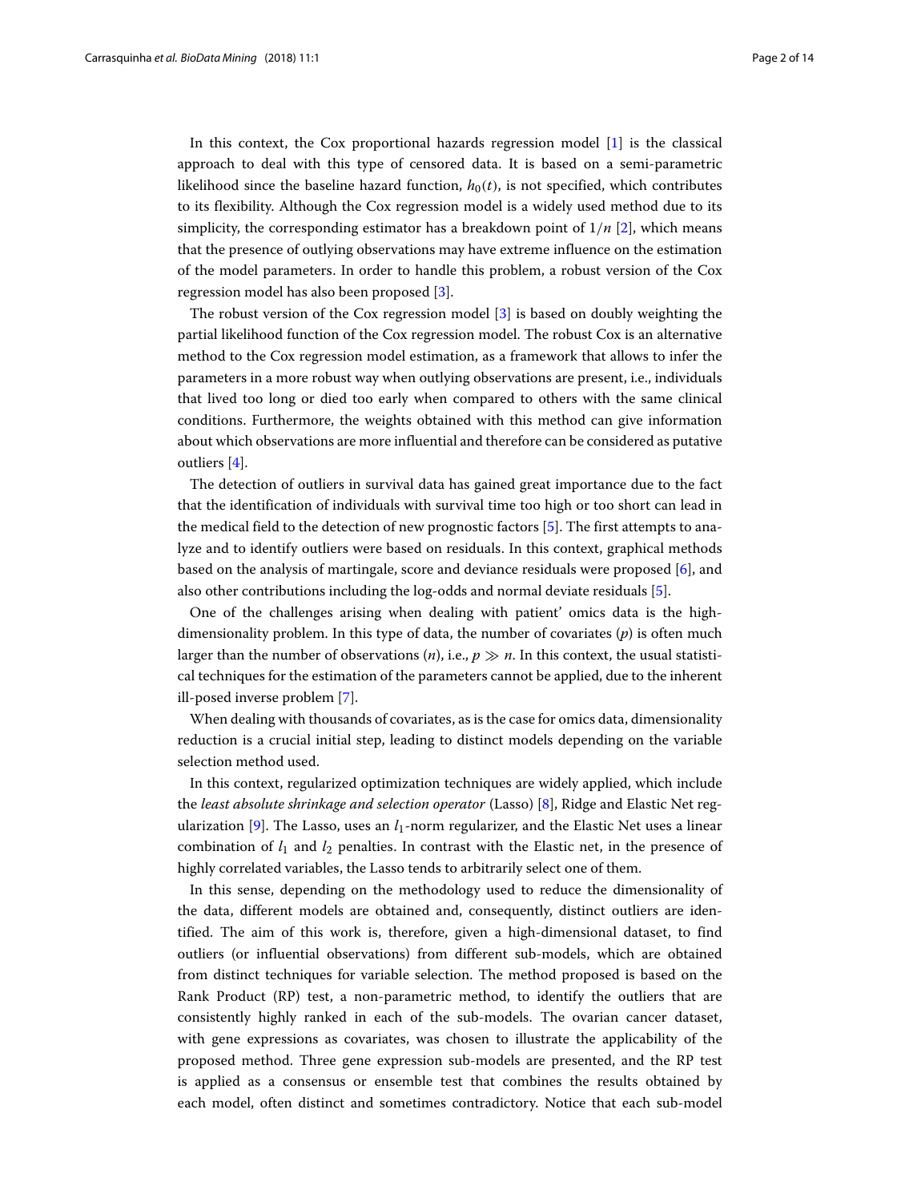In this context, the Cox proportional hazards regression model [1] is the classical approach to deal with this type of censored data. It is based on a semi-parametric likelihood since the baseline hazard function, $h_0(t)$, is not specified, which contributes to its flexibility. Although the Cox regression model is a widely used method due to its simplicity, the corresponding estimator has a breakdown point of $1/n$ [2], which means that the presence of outlying observations may have extreme influence on the estimation of the model parameters. In order to handle this problem, a robust version of the Cox regression model has also been proposed [3].

The robust version of the Cox regression model [3] is based on doubly weighting the partial likelihood function of the Cox regression model. The robust Cox is an alternative method to the Cox regression model estimation, as a framework that allows to infer the parameters in a more robust way when outlying observations are present, i.e., individuals that lived too long or died too early when compared to others with the same clinical conditions. Furthermore, the weights obtained with this method can give information about which observations are more influential and therefore can be considered as putative outliers [4].

The detection of outliers in survival data has gained great importance due to the fact that the identification of individuals with survival time too high or too short can lead in the medical field to the detection of new prognostic factors [5]. The first attempts to analyze and to identify outliers were based on residuals. In this context, graphical methods based on the analysis of martingale, score and deviance residuals were proposed [6], and also other contributions including the log-odds and normal deviate residuals [5].

One of the challenges arising when dealing with patient' omics data is the high-dimensionality problem. In this type of data, the number of covariates ($p$) is often much larger than the number of observations ($n$), i.e., $p \gg n$. In this context, the usual statistical techniques for the estimation of the parameters cannot be applied, due to the inherent ill-posed inverse problem [7].

When dealing with thousands of covariates, as is the case for omics data, dimensionality reduction is a crucial initial step, leading to distinct models depending on the variable selection method used.

In this context, regularized optimization techniques are widely applied, which include the *least absolute shrinkage and selection operator* (Lasso) [8], Ridge and Elastic Net regularization [9]. The Lasso, uses an $l_1$-norm regularizer, and the Elastic Net uses a linear combination of $l_1$ and $l_2$ penalties. In contrast with the Elastic net, in the presence of highly correlated variables, the Lasso tends to arbitrarily select one of them.

In this sense, depending on the methodology used to reduce the dimensionality of the data, different models are obtained and, consequently, distinct outliers are identified. The aim of this work is, therefore, given a high-dimensional dataset, to find outliers (or influential observations) from different sub-models, which are obtained from distinct techniques for variable selection. The method proposed is based on the Rank Product (RP) test, a non-parametric method, to identify the outliers that are consistently highly ranked in each of the sub-models. The ovarian cancer dataset, with gene expressions as covariates, was chosen to illustrate the applicability of the proposed method. Three gene expression sub-models are presented, and the RP test is applied as a consensus or ensemble test that combines the results obtained by each model, often distinct and sometimes contradictory. Notice that each sub-model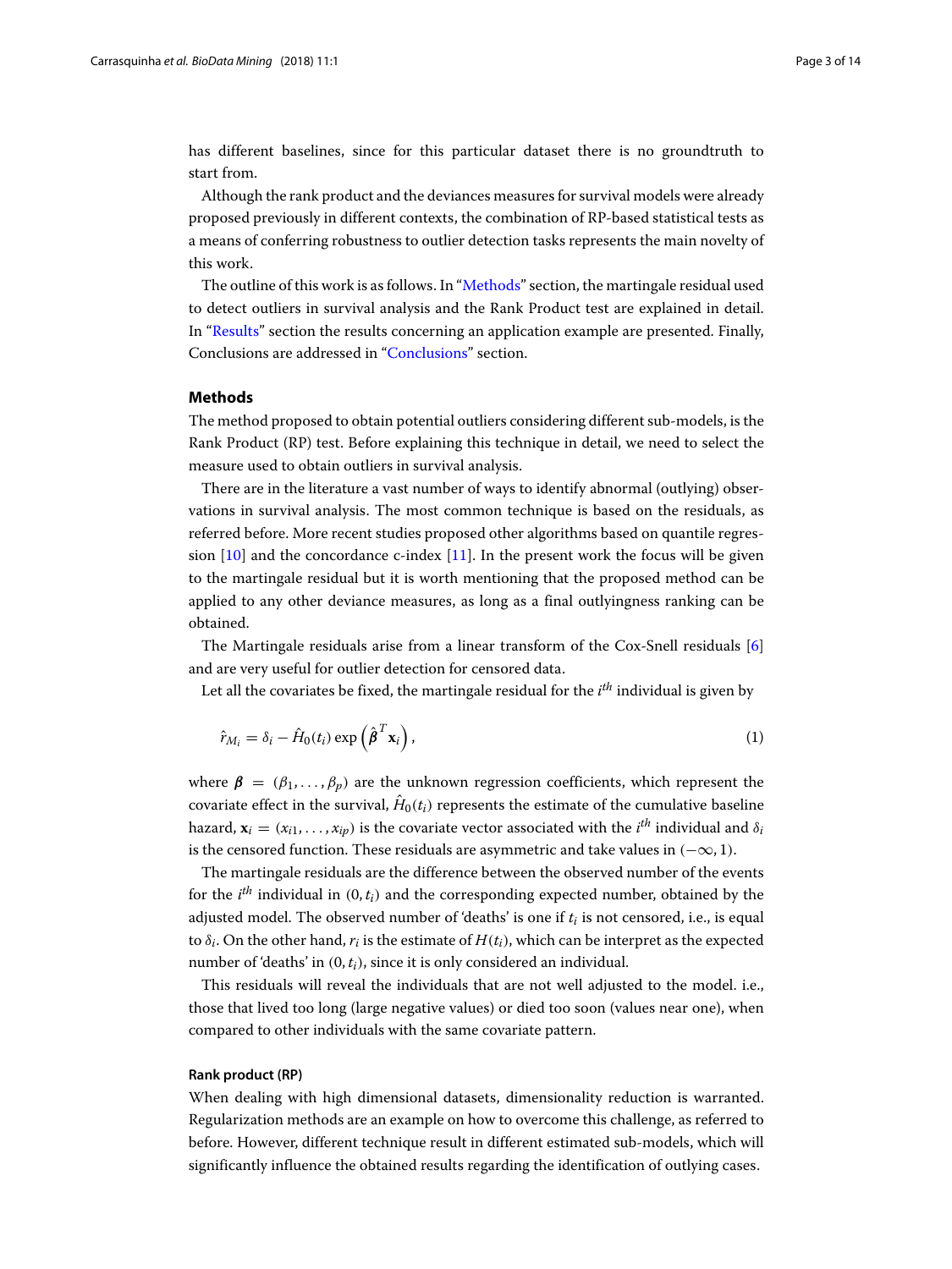has different baselines, since for this particular dataset there is no groundtruth to start from.

Although the rank product and the deviances measures for survival models were already proposed previously in different contexts, the combination of RP-based statistical tests as a means of conferring robustness to outlier detection tasks represents the main novelty of this work.

The outline of this work is as follows. In "Methods" section, the martingale residual used to detect outliers in survival analysis and the Rank Product test are explained in detail. In "Results" section the results concerning an application example are presented. Finally, Conclusions are addressed in "Conclusions" section.

## Methods

The method proposed to obtain potential outliers considering different sub-models, is the Rank Product (RP) test. Before explaining this technique in detail, we need to select the measure used to obtain outliers in survival analysis.

There are in the literature a vast number of ways to identify abnormal (outlying) observations in survival analysis. The most common technique is based on the residuals, as referred before. More recent studies proposed other algorithms based on quantile regression [10] and the concordance c-index [11]. In the present work the focus will be given to the martingale residual but it is worth mentioning that the proposed method can be applied to any other deviance measures, as long as a final outlyingness ranking can be obtained.

The Martingale residuals arise from a linear transform of the Cox-Snell residuals [6] and are very useful for outlier detection for censored data.

Let all the covariates be fixed, the martingale residual for the $i^{th}$ individual is given by

$$\hat{r}_{M_i} = \delta_i - \hat{H}_0(t_i) \exp\left(\hat{\boldsymbol{\beta}}^T \mathbf{x}_i\right), \tag{1}$$

where $\boldsymbol{\beta} = (\beta_1, \ldots, \beta_p)$ are the unknown regression coefficients, which represent the covariate effect in the survival, $\hat{H}_0(t_i)$ represents the estimate of the cumulative baseline hazard, $\mathbf{x}_i = (x_{i1}, \ldots, x_{ip})$ is the covariate vector associated with the $i^{th}$ individual and $\delta_i$ is the censored function. These residuals are asymmetric and take values in $(-\infty, 1)$.

The martingale residuals are the difference between the observed number of the events for the $i^{th}$ individual in $(0, t_i)$ and the corresponding expected number, obtained by the adjusted model. The observed number of 'deaths' is one if $t_i$ is not censored, i.e., is equal to $\delta_i$. On the other hand, $r_i$ is the estimate of $H(t_i)$, which can be interpret as the expected number of 'deaths' in $(0, t_i)$, since it is only considered an individual.

This residuals will reveal the individuals that are not well adjusted to the model. i.e., those that lived too long (large negative values) or died too soon (values near one), when compared to other individuals with the same covariate pattern.

### Rank product (RP)

When dealing with high dimensional datasets, dimensionality reduction is warranted. Regularization methods are an example on how to overcome this challenge, as referred to before. However, different technique result in different estimated sub-models, which will significantly influence the obtained results regarding the identification of outlying cases.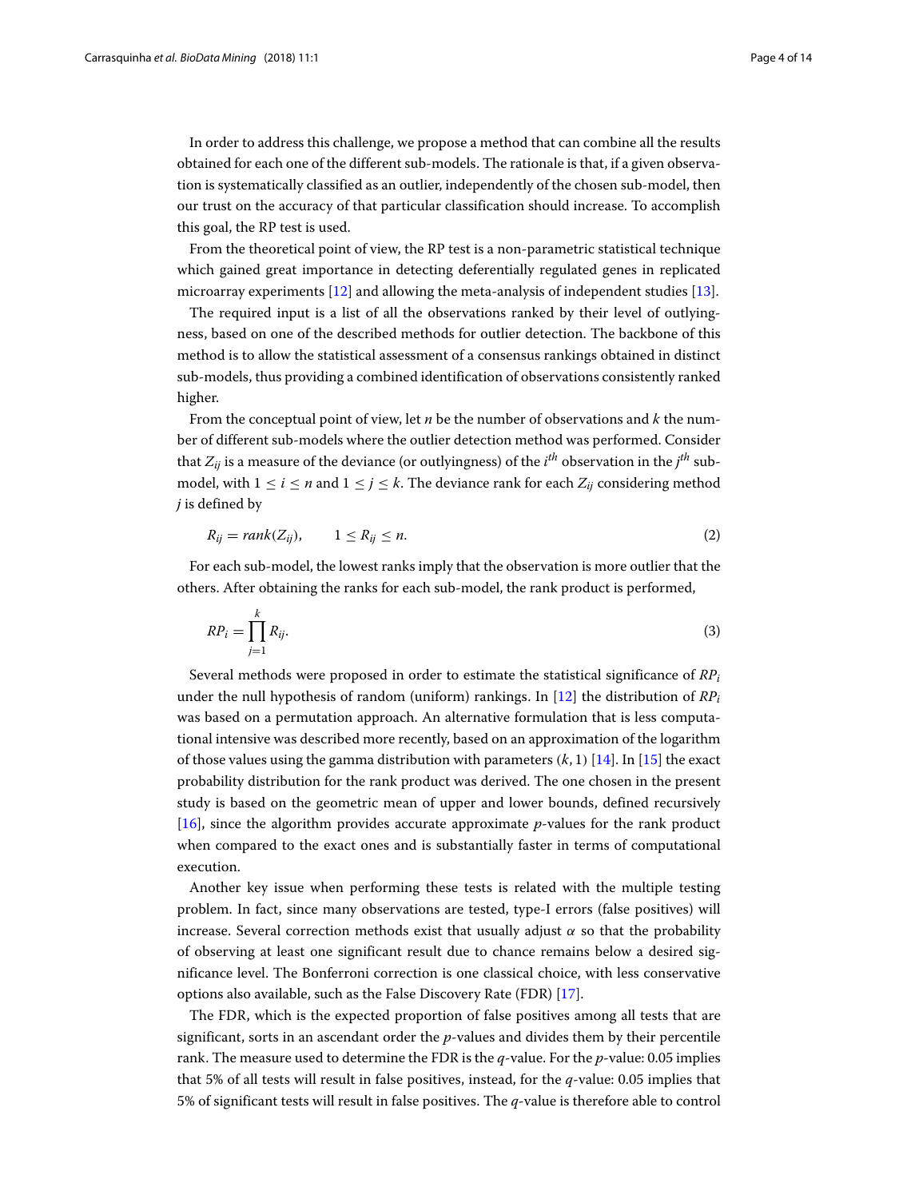In order to address this challenge, we propose a method that can combine all the results obtained for each one of the different sub-models. The rationale is that, if a given observation is systematically classified as an outlier, independently of the chosen sub-model, then our trust on the accuracy of that particular classification should increase. To accomplish this goal, the RP test is used.

From the theoretical point of view, the RP test is a non-parametric statistical technique which gained great importance in detecting deferentially regulated genes in replicated microarray experiments [12] and allowing the meta-analysis of independent studies [13].

The required input is a list of all the observations ranked by their level of outlyingness, based on one of the described methods for outlier detection. The backbone of this method is to allow the statistical assessment of a consensus rankings obtained in distinct sub-models, thus providing a combined identification of observations consistently ranked higher.

From the conceptual point of view, let $n$ be the number of observations and $k$ the number of different sub-models where the outlier detection method was performed. Consider that $Z_{ij}$ is a measure of the deviance (or outlyingness) of the $i^{th}$ observation in the $j^{th}$ sub-model, with $1 \leq i \leq n$ and $1 \leq j \leq k$. The deviance rank for each $Z_{ij}$ considering method $j$ is defined by

$$R_{ij} = rank(Z_{ij}), \qquad 1 \leq R_{ij} \leq n. \tag{2}$$

For each sub-model, the lowest ranks imply that the observation is more outlier that the others. After obtaining the ranks for each sub-model, the rank product is performed,

$$RP_i = \prod_{j=1}^{k} R_{ij}. \tag{3}$$

Several methods were proposed in order to estimate the statistical significance of $RP_i$ under the null hypothesis of random (uniform) rankings. In [12] the distribution of $RP_i$ was based on a permutation approach. An alternative formulation that is less computational intensive was described more recently, based on an approximation of the logarithm of those values using the gamma distribution with parameters $(k, 1)$ [14]. In [15] the exact probability distribution for the rank product was derived. The one chosen in the present study is based on the geometric mean of upper and lower bounds, defined recursively [16], since the algorithm provides accurate approximate $p$-values for the rank product when compared to the exact ones and is substantially faster in terms of computational execution.

Another key issue when performing these tests is related with the multiple testing problem. In fact, since many observations are tested, type-I errors (false positives) will increase. Several correction methods exist that usually adjust $\alpha$ so that the probability of observing at least one significant result due to chance remains below a desired significance level. The Bonferroni correction is one classical choice, with less conservative options also available, such as the False Discovery Rate (FDR) [17].

The FDR, which is the expected proportion of false positives among all tests that are significant, sorts in an ascendant order the $p$-values and divides them by their percentile rank. The measure used to determine the FDR is the $q$-value. For the $p$-value: 0.05 implies that 5% of all tests will result in false positives, instead, for the $q$-value: 0.05 implies that 5% of significant tests will result in false positives. The $q$-value is therefore able to control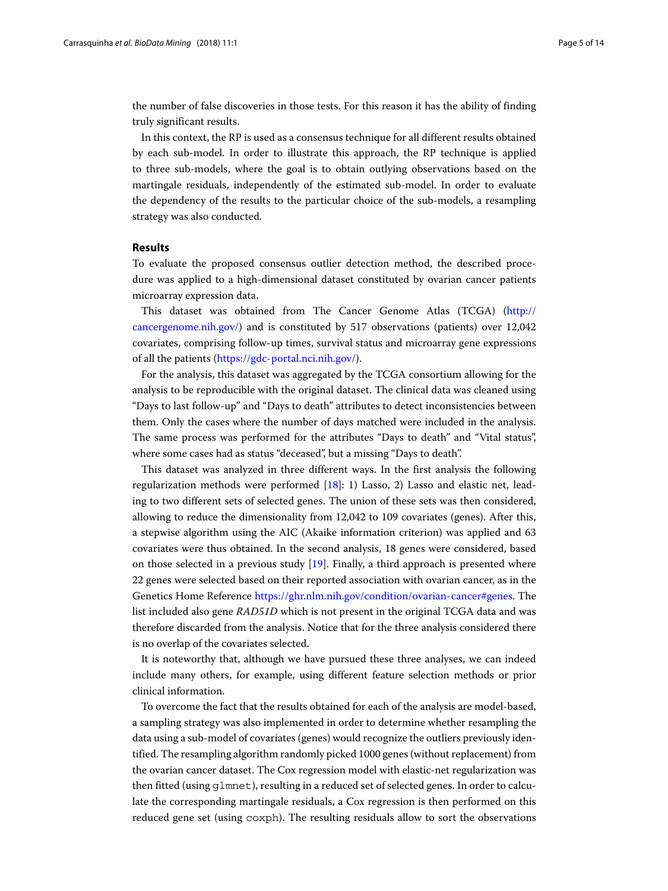the number of false discoveries in those tests. For this reason it has the ability of finding truly significant results.

In this context, the RP is used as a consensus technique for all different results obtained by each sub-model. In order to illustrate this approach, the RP technique is applied to three sub-models, where the goal is to obtain outlying observations based on the martingale residuals, independently of the estimated sub-model. In order to evaluate the dependency of the results to the particular choice of the sub-models, a resampling strategy was also conducted.

## Results

To evaluate the proposed consensus outlier detection method, the described procedure was applied to a high-dimensional dataset constituted by ovarian cancer patients microarray expression data.

This dataset was obtained from The Cancer Genome Atlas (TCGA) (http://cancergenome.nih.gov/) and is constituted by 517 observations (patients) over 12,042 covariates, comprising follow-up times, survival status and microarray gene expressions of all the patients (https://gdc-portal.nci.nih.gov/).

For the analysis, this dataset was aggregated by the TCGA consortium allowing for the analysis to be reproducible with the original dataset. The clinical data was cleaned using "Days to last follow-up" and "Days to death" attributes to detect inconsistencies between them. Only the cases where the number of days matched were included in the analysis. The same process was performed for the attributes "Days to death" and "Vital status", where some cases had as status "deceased", but a missing "Days to death".

This dataset was analyzed in three different ways. In the first analysis the following regularization methods were performed [18]: 1) Lasso, 2) Lasso and elastic net, leading to two different sets of selected genes. The union of these sets was then considered, allowing to reduce the dimensionality from 12,042 to 109 covariates (genes). After this, a stepwise algorithm using the AIC (Akaike information criterion) was applied and 63 covariates were thus obtained. In the second analysis, 18 genes were considered, based on those selected in a previous study [19]. Finally, a third approach is presented where 22 genes were selected based on their reported association with ovarian cancer, as in the Genetics Home Reference https://ghr.nlm.nih.gov/condition/ovarian-cancer#genes. The list included also gene *RAD51D* which is not present in the original TCGA data and was therefore discarded from the analysis. Notice that for the three analysis considered there is no overlap of the covariates selected.

It is noteworthy that, although we have pursued these three analyses, we can indeed include many others, for example, using different feature selection methods or prior clinical information.

To overcome the fact that the results obtained for each of the analysis are model-based, a sampling strategy was also implemented in order to determine whether resampling the data using a sub-model of covariates (genes) would recognize the outliers previously identified. The resampling algorithm randomly picked 1000 genes (without replacement) from the ovarian cancer dataset. The Cox regression model with elastic-net regularization was then fitted (using `glmnet`), resulting in a reduced set of selected genes. In order to calculate the corresponding martingale residuals, a Cox regression is then performed on this reduced gene set (using `coxph`). The resulting residuals allow to sort the observations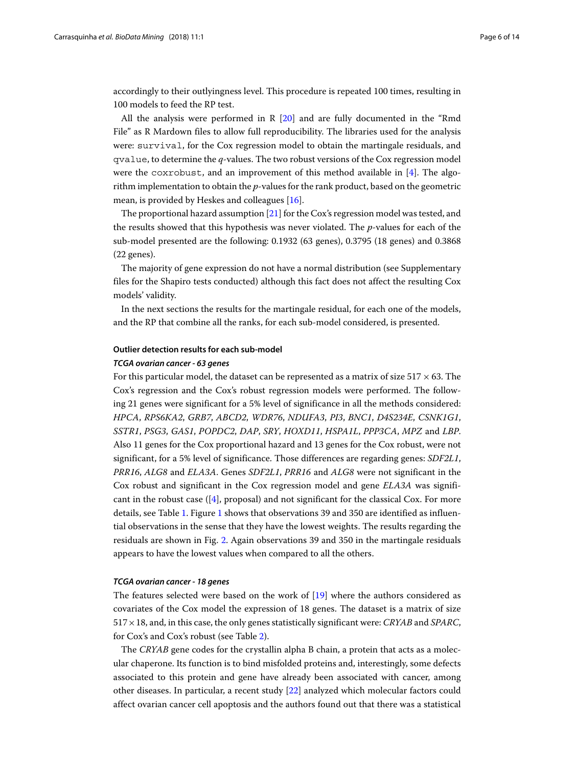accordingly to their outlyingness level. This procedure is repeated 100 times, resulting in 100 models to feed the RP test.

All the analysis were performed in R [20] and are fully documented in the "Rmd File" as R Mardown files to allow full reproducibility. The libraries used for the analysis were: `survival`, for the Cox regression model to obtain the martingale residuals, and `qvalue`, to determine the $q$-values. The two robust versions of the Cox regression model were the `coxrobust`, and an improvement of this method available in [4]. The algorithm implementation to obtain the $p$-values for the rank product, based on the geometric mean, is provided by Heskes and colleagues [16].

The proportional hazard assumption [21] for the Cox's regression model was tested, and the results showed that this hypothesis was never violated. The $p$-values for each of the sub-model presented are the following: 0.1932 (63 genes), 0.3795 (18 genes) and 0.3868 (22 genes).

The majority of gene expression do not have a normal distribution (see Supplementary files for the Shapiro tests conducted) although this fact does not affect the resulting Cox models' validity.

In the next sections the results for the martingale residual, for each one of the models, and the RP that combine all the ranks, for each sub-model considered, is presented.

### Outlier detection results for each sub-model

#### *TCGA ovarian cancer - 63 genes*

For this particular model, the dataset can be represented as a matrix of size $517 \times 63$. The Cox's regression and the Cox's robust regression models were performed. The following 21 genes were significant for a 5% level of significance in all the methods considered: *HPCA*, *RPS6KA2*, *GRB7*, *ABCD2*, *WDR76*, *NDUFA3*, *PI3*, *BNC1*, *D4S234E*, *CSNK1G1*, *SSTR1*, *PSG3*, *GAS1*, *POPDC2*, *DAP*, *SRY*, *HOXD11*, *HSPA1L*, *PPP3CA*, *MPZ* and *LBP*. Also 11 genes for the Cox proportional hazard and 13 genes for the Cox robust, were not significant, for a 5% level of significance. Those differences are regarding genes: *SDF2L1*, *PRR16*, *ALG8* and *ELA3A*. Genes *SDF2L1*, *PRR16* and *ALG8* were not significant in the Cox robust and significant in the Cox regression model and gene *ELA3A* was significant in the robust case ([4], proposal) and not significant for the classical Cox. For more details, see Table 1. Figure 1 shows that observations 39 and 350 are identified as influential observations in the sense that they have the lowest weights. The results regarding the residuals are shown in Fig. 2. Again observations 39 and 350 in the martingale residuals appears to have the lowest values when compared to all the others.

#### *TCGA ovarian cancer - 18 genes*

The features selected were based on the work of [19] where the authors considered as covariates of the Cox model the expression of 18 genes. The dataset is a matrix of size $517 \times 18$, and, in this case, the only genes statistically significant were: *CRYAB* and *SPARC*, for Cox's and Cox's robust (see Table 2).

The *CRYAB* gene codes for the crystallin alpha B chain, a protein that acts as a molecular chaperone. Its function is to bind misfolded proteins and, interestingly, some defects associated to this protein and gene have already been associated with cancer, among other diseases. In particular, a recent study [22] analyzed which molecular factors could affect ovarian cancer cell apoptosis and the authors found out that there was a statistical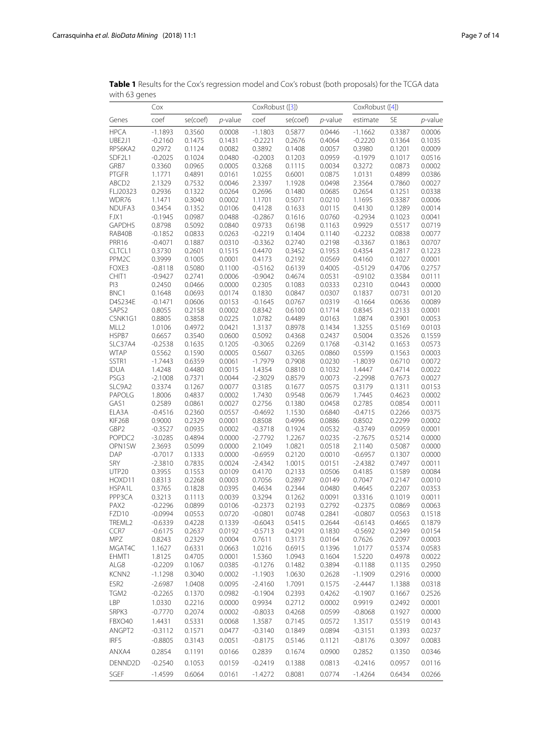**Table 1** Results for the Cox's regression model and Cox's robust (both proposals) for the TCGA data with 63 genes

| | Cox | | | CoxRobust ([3]) | | | CoxRobust ([4]) | | |
|---|---|---|---|---|---|---|---|---|---|
| Genes | coef | se(coef) | *p*-value | coef | se(coef) | *p*-value | estimate | SE | *p*-value |
| HPCA | -1.1893 | 0.3560 | 0.0008 | -1.1803 | 0.5877 | 0.0446 | -1.1662 | 0.3387 | 0.0006 |
| UBE2J1 | -0.2160 | 0.1475 | 0.1431 | -0.2221 | 0.2676 | 0.4064 | -0.2220 | 0.1364 | 0.1035 |
| RPS6KA2 | 0.2972 | 0.1124 | 0.0082 | 0.3892 | 0.1408 | 0.0057 | 0.3980 | 0.1201 | 0.0009 |
| SDF2L1 | -0.2025 | 0.1024 | 0.0480 | -0.2003 | 0.1203 | 0.0959 | -0.1979 | 0.1017 | 0.0516 |
| GRB7 | 0.3360 | 0.0965 | 0.0005 | 0.3268 | 0.1115 | 0.0034 | 0.3272 | 0.0873 | 0.0002 |
| PTGFR | 1.1771 | 0.4891 | 0.0161 | 1.0255 | 0.6001 | 0.0875 | 1.0131 | 0.4899 | 0.0386 |
| ABCD2 | 2.1329 | 0.7532 | 0.0046 | 2.3397 | 1.1928 | 0.0498 | 2.3564 | 0.7860 | 0.0027 |
| FLJ20323 | 0.2936 | 0.1322 | 0.0264 | 0.2696 | 0.1480 | 0.0685 | 0.2654 | 0.1251 | 0.0338 |
| WDR76 | 1.1471 | 0.3040 | 0.0002 | 1.1701 | 0.5071 | 0.0210 | 1.1695 | 0.3387 | 0.0006 |
| NDUFA3 | 0.3454 | 0.1352 | 0.0106 | 0.4128 | 0.1633 | 0.0115 | 0.4130 | 0.1289 | 0.0014 |
| FJX1 | -0.1945 | 0.0987 | 0.0488 | -0.2867 | 0.1616 | 0.0760 | -0.2934 | 0.1023 | 0.0041 |
| GAPDHS | 0.8798 | 0.5092 | 0.0840 | 0.9733 | 0.6198 | 0.1163 | 0.9929 | 0.5517 | 0.0719 |
| RAB40B | -0.1852 | 0.0833 | 0.0263 | -0.2219 | 0.1404 | 0.1140 | -0.2232 | 0.0838 | 0.0077 |
| PRR16 | -0.4071 | 0.1887 | 0.0310 | -0.3362 | 0.2740 | 0.2198 | -0.3367 | 0.1863 | 0.0707 |
| CLTCL1 | 0.3730 | 0.2601 | 0.1515 | 0.4470 | 0.3452 | 0.1953 | 0.4354 | 0.2817 | 0.1223 |
| PPM2C | 0.3999 | 0.1005 | 0.0001 | 0.4173 | 0.2192 | 0.0569 | 0.4160 | 0.1027 | 0.0001 |
| FOXE3 | -0.8118 | 0.5080 | 0.1100 | -0.5162 | 0.6139 | 0.4005 | -0.5129 | 0.4706 | 0.2757 |
| CHIT1 | -0.9427 | 0.2741 | 0.0006 | -0.9042 | 0.4674 | 0.0531 | -0.9102 | 0.3584 | 0.0111 |
| PI3 | 0.2450 | 0.0466 | 0.0000 | 0.2305 | 0.1083 | 0.0333 | 0.2310 | 0.0443 | 0.0000 |
| BNC1 | 0.1648 | 0.0693 | 0.0174 | 0.1830 | 0.0847 | 0.0307 | 0.1837 | 0.0731 | 0.0120 |
| D4S234E | -0.1471 | 0.0606 | 0.0153 | -0.1645 | 0.0767 | 0.0319 | -0.1664 | 0.0636 | 0.0089 |
| SAPS2 | 0.8055 | 0.2158 | 0.0002 | 0.8342 | 0.6100 | 0.1714 | 0.8345 | 0.2133 | 0.0001 |
| CSNK1G1 | 0.8805 | 0.3858 | 0.0225 | 1.0782 | 0.4489 | 0.0163 | 1.0874 | 0.3901 | 0.0053 |
| MLL2 | 1.0106 | 0.4972 | 0.0421 | 1.3137 | 0.8978 | 0.1434 | 1.3255 | 0.5169 | 0.0103 |
| HSPB7 | 0.6657 | 0.3540 | 0.0600 | 0.5092 | 0.4368 | 0.2437 | 0.5004 | 0.3526 | 0.1559 |
| SLC37A4 | -0.2538 | 0.1635 | 0.1205 | -0.3065 | 0.2269 | 0.1768 | -0.3142 | 0.1653 | 0.0573 |
| WTAP | 0.5562 | 0.1590 | 0.0005 | 0.5607 | 0.3265 | 0.0860 | 0.5599 | 0.1563 | 0.0003 |
| SSTR1 | -1.7443 | 0.6359 | 0.0061 | -1.7979 | 0.7908 | 0.0230 | -1.8039 | 0.6710 | 0.0072 |
| IDUA | 1.4248 | 0.4480 | 0.0015 | 1.4354 | 0.8810 | 0.1032 | 1.4447 | 0.4714 | 0.0022 |
| PSG3 | -2.1008 | 0.7371 | 0.0044 | -2.3029 | 0.8579 | 0.0073 | -2.2998 | 0.7673 | 0.0027 |
| SLC9A2 | 0.3374 | 0.1267 | 0.0077 | 0.3185 | 0.1677 | 0.0575 | 0.3179 | 0.1311 | 0.0153 |
| PAPOLG | 1.8006 | 0.4837 | 0.0002 | 1.7430 | 0.9548 | 0.0679 | 1.7445 | 0.4623 | 0.0002 |
| GAS1 | 0.2589 | 0.0861 | 0.0027 | 0.2756 | 0.1380 | 0.0458 | 0.2785 | 0.0854 | 0.0011 |
| ELA3A | -0.4516 | 0.2360 | 0.0557 | -0.4692 | 1.1530 | 0.6840 | -0.4715 | 0.2266 | 0.0375 |
| KIF26B | 0.9000 | 0.2329 | 0.0001 | 0.8508 | 0.4996 | 0.0886 | 0.8502 | 0.2299 | 0.0002 |
| GBP2 | -0.3527 | 0.0935 | 0.0002 | -0.3718 | 0.1924 | 0.0532 | -0.3749 | 0.0959 | 0.0001 |
| POPDC2 | -3.0285 | 0.4894 | 0.0000 | -2.7792 | 1.2267 | 0.0235 | -2.7675 | 0.5214 | 0.0000 |
| OPN1SW | 2.3693 | 0.5099 | 0.0000 | 2.1049 | 1.0821 | 0.0518 | 2.1140 | 0.5087 | 0.0000 |
| DAP | -0.7017 | 0.1333 | 0.0000 | -0.6959 | 0.2120 | 0.0010 | -0.6957 | 0.1307 | 0.0000 |
| SRY | -2.3810 | 0.7835 | 0.0024 | -2.4342 | 1.0015 | 0.0151 | -2.4382 | 0.7497 | 0.0011 |
| UTP20 | 0.3955 | 0.1553 | 0.0109 | 0.4170 | 0.2133 | 0.0506 | 0.4185 | 0.1589 | 0.0084 |
| HOXD11 | 0.8313 | 0.2268 | 0.0003 | 0.7056 | 0.2897 | 0.0149 | 0.7047 | 0.2147 | 0.0010 |
| HSPA1L | 0.3765 | 0.1828 | 0.0395 | 0.4634 | 0.2344 | 0.0480 | 0.4645 | 0.2207 | 0.0353 |
| PPP3CA | 0.3213 | 0.1113 | 0.0039 | 0.3294 | 0.1262 | 0.0091 | 0.3316 | 0.1019 | 0.0011 |
| PAX2 | -0.2296 | 0.0899 | 0.0106 | -0.2373 | 0.2193 | 0.2792 | -0.2375 | 0.0869 | 0.0063 |
| FZD10 | -0.0994 | 0.0553 | 0.0720 | -0.0801 | 0.0748 | 0.2841 | -0.0807 | 0.0563 | 0.1518 |
| TREML2 | -0.6339 | 0.4228 | 0.1339 | -0.6043 | 0.5415 | 0.2644 | -0.6143 | 0.4665 | 0.1879 |
| CCR7 | -0.6175 | 0.2637 | 0.0192 | -0.5713 | 0.4291 | 0.1830 | -0.5692 | 0.2349 | 0.0154 |
| MPZ | 0.8243 | 0.2329 | 0.0004 | 0.7611 | 0.3173 | 0.0164 | 0.7626 | 0.2097 | 0.0003 |
| MGAT4C | 1.1627 | 0.6331 | 0.0663 | 1.0216 | 0.6915 | 0.1396 | 1.0177 | 0.5374 | 0.0583 |
| EHMT1 | 1.8125 | 0.4705 | 0.0001 | 1.5360 | 1.0943 | 0.1604 | 1.5220 | 0.4978 | 0.0022 |
| ALG8 | -0.2209 | 0.1067 | 0.0385 | -0.1276 | 0.1482 | 0.3894 | -0.1188 | 0.1135 | 0.2950 |
| KCNN2 | -1.1298 | 0.3040 | 0.0002 | -1.1903 | 1.0630 | 0.2628 | -1.1909 | 0.2916 | 0.0000 |
| ESR2 | -2.6987 | 1.0408 | 0.0095 | -2.4160 | 1.7091 | 0.1575 | -2.4447 | 1.1388 | 0.0318 |
| TGM2 | -0.2265 | 0.1370 | 0.0982 | -0.1904 | 0.2393 | 0.4262 | -0.1907 | 0.1667 | 0.2526 |
| LBP | 1.0330 | 0.2216 | 0.0000 | 0.9934 | 0.2712 | 0.0002 | 0.9919 | 0.2492 | 0.0001 |
| SRPK3 | -0.7770 | 0.2074 | 0.0002 | -0.8033 | 0.4268 | 0.0599 | -0.8068 | 0.1927 | 0.0000 |
| FBXO40 | 1.4431 | 0.5331 | 0.0068 | 1.3587 | 0.7145 | 0.0572 | 1.3517 | 0.5519 | 0.0143 |
| ANGPT2 | -0.3112 | 0.1571 | 0.0477 | -0.3140 | 0.1849 | 0.0894 | -0.3151 | 0.1393 | 0.0237 |
| IRF5 | -0.8805 | 0.3143 | 0.0051 | -0.8175 | 0.5146 | 0.1121 | -0.8176 | 0.3097 | 0.0083 |
| ANXA4 | 0.2854 | 0.1191 | 0.0166 | 0.2839 | 0.1674 | 0.0900 | 0.2852 | 0.1350 | 0.0346 |
| DENND2D | -0.2540 | 0.1053 | 0.0159 | -0.2419 | 0.1388 | 0.0813 | -0.2416 | 0.0957 | 0.0116 |
| SGEF | -1.4599 | 0.6064 | 0.0161 | -1.4272 | 0.8081 | 0.0774 | -1.4264 | 0.6434 | 0.0266 |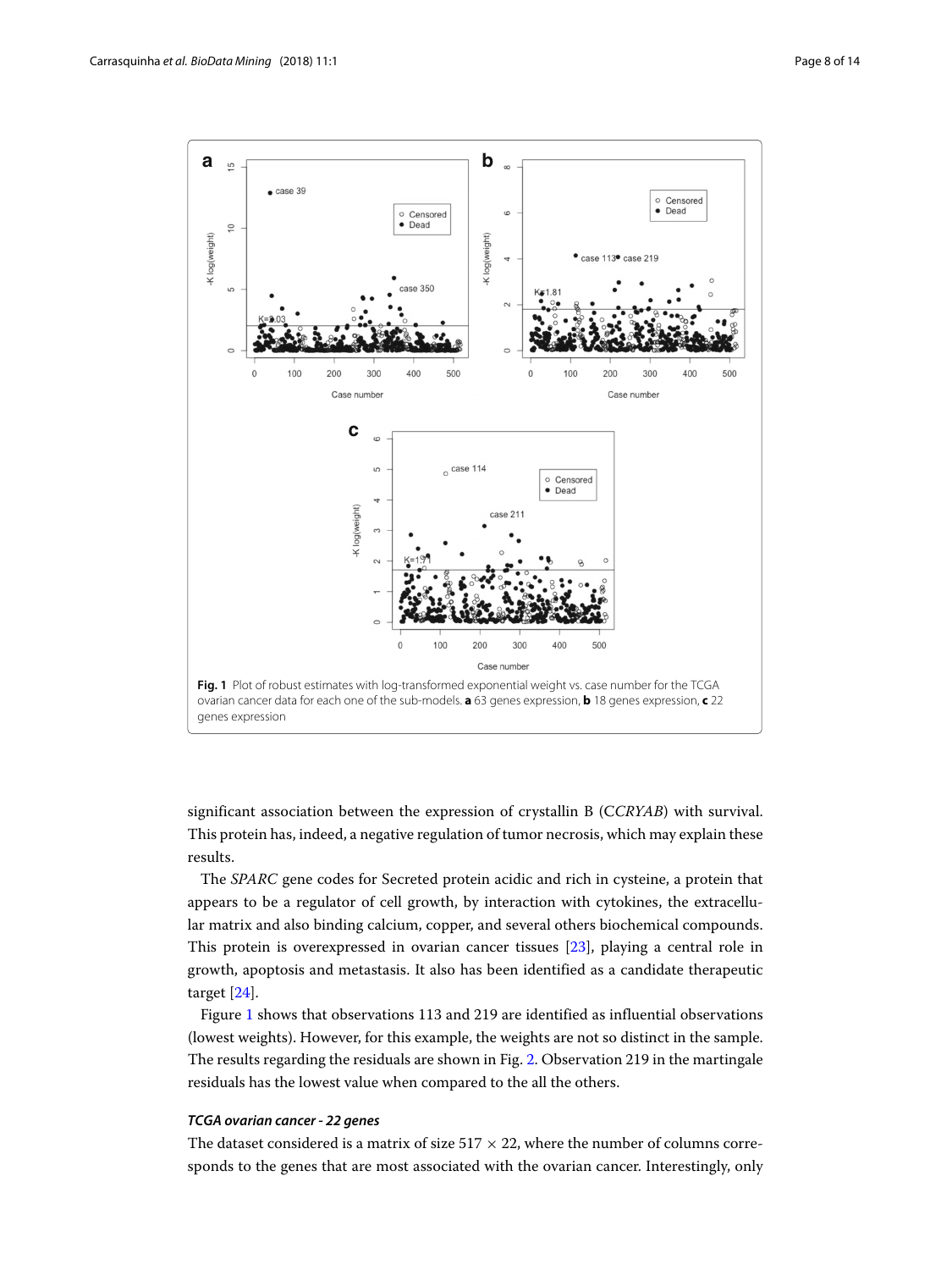**Fig. 1** Plot of robust estimates with log-transformed exponential weight vs. case number for the TCGA ovarian cancer data for each one of the sub-models. **a** 63 genes expression, **b** 18 genes expression, **c** 22 genes expression

significant association between the expression of crystallin B (C*CRYAB*) with survival. This protein has, indeed, a negative regulation of tumor necrosis, which may explain these results.

The *SPARC* gene codes for Secreted protein acidic and rich in cysteine, a protein that appears to be a regulator of cell growth, by interaction with cytokines, the extracellular matrix and also binding calcium, copper, and several others biochemical compounds. This protein is overexpressed in ovarian cancer tissues [23], playing a central role in growth, apoptosis and metastasis. It also has been identified as a candidate therapeutic target [24].

Figure 1 shows that observations 113 and 219 are identified as influential observations (lowest weights). However, for this example, the weights are not so distinct in the sample. The results regarding the residuals are shown in Fig. 2. Observation 219 in the martingale residuals has the lowest value when compared to the all the others.

#### *TCGA ovarian cancer - 22 genes*

The dataset considered is a matrix of size $517 \times 22$, where the number of columns corresponds to the genes that are most associated with the ovarian cancer. Interestingly, only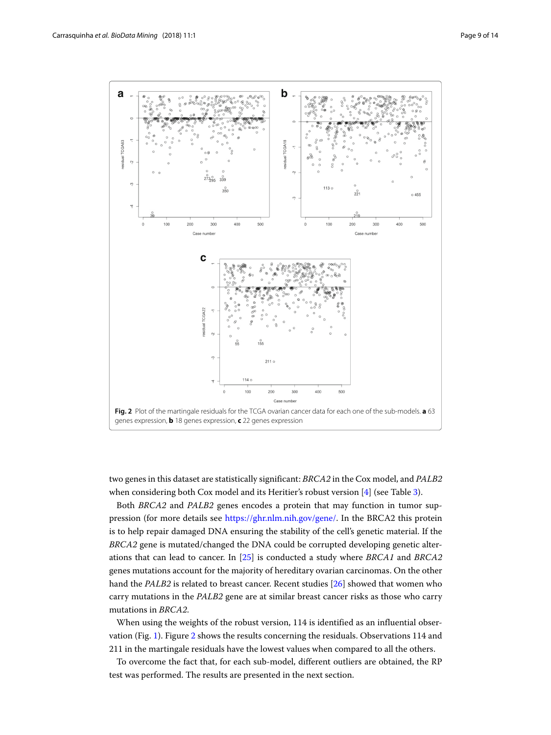Fig. 2 Plot of the martingale residuals for the TCGA ovarian cancer data for each one of the sub-models. **a** 63 genes expression, **b** 18 genes expression, **c** 22 genes expression

two genes in this dataset are statistically significant: *BRCA2* in the Cox model, and *PALB2* when considering both Cox model and its Heritier's robust version [4] (see Table 3).

Both *BRCA2* and *PALB2* genes encodes a protein that may function in tumor suppression (for more details see https://ghr.nlm.nih.gov/gene/. In the BRCA2 this protein is to help repair damaged DNA ensuring the stability of the cell's genetic material. If the *BRCA2* gene is mutated/changed the DNA could be corrupted developing genetic alterations that can lead to cancer. In [25] is conducted a study where *BRCA1* and *BRCA2* genes mutations account for the majority of hereditary ovarian carcinomas. On the other hand the *PALB2* is related to breast cancer. Recent studies [26] showed that women who carry mutations in the *PALB2* gene are at similar breast cancer risks as those who carry mutations in *BRCA2*.

When using the weights of the robust version, 114 is identified as an influential observation (Fig. 1). Figure 2 shows the results concerning the residuals. Observations 114 and 211 in the martingale residuals have the lowest values when compared to all the others.

To overcome the fact that, for each sub-model, different outliers are obtained, the RP test was performed. The results are presented in the next section.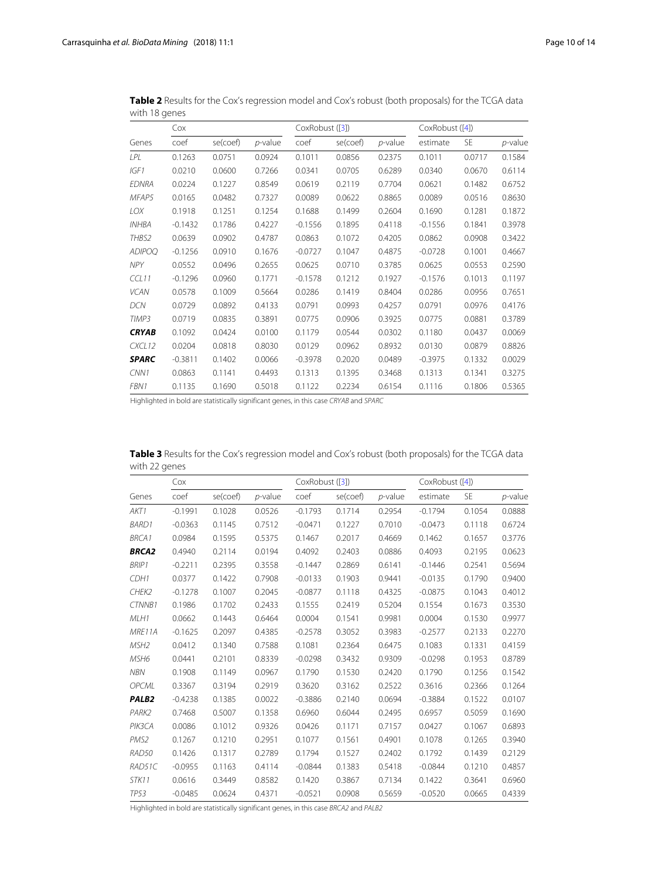**Table 2** Results for the Cox's regression model and Cox's robust (both proposals) for the TCGA data with 18 genes

| | Cox | | | CoxRobust ([3]) | | | CoxRobust ([4]) | | |
|---|---|---|---|---|---|---|---|---|---|
| Genes | coef | se(coef) | *p*-value | coef | se(coef) | *p*-value | estimate | SE | *p*-value |
| *LPL* | 0.1263 | 0.0751 | 0.0924 | 0.1011 | 0.0856 | 0.2375 | 0.1011 | 0.0717 | 0.1584 |
| *IGF1* | 0.0210 | 0.0600 | 0.7266 | 0.0341 | 0.0705 | 0.6289 | 0.0340 | 0.0670 | 0.6114 |
| *EDNRA* | 0.0224 | 0.1227 | 0.8549 | 0.0619 | 0.2119 | 0.7704 | 0.0621 | 0.1482 | 0.6752 |
| *MFAP5* | 0.0165 | 0.0482 | 0.7327 | 0.0089 | 0.0622 | 0.8865 | 0.0089 | 0.0516 | 0.8630 |
| *LOX* | 0.1918 | 0.1251 | 0.1254 | 0.1688 | 0.1499 | 0.2604 | 0.1690 | 0.1281 | 0.1872 |
| *INHBA* | -0.1432 | 0.1786 | 0.4227 | -0.1556 | 0.1895 | 0.4118 | -0.1556 | 0.1841 | 0.3978 |
| *THBS2* | 0.0639 | 0.0902 | 0.4787 | 0.0863 | 0.1072 | 0.4205 | 0.0862 | 0.0908 | 0.3422 |
| *ADIPOQ* | -0.1256 | 0.0910 | 0.1676 | -0.0727 | 0.1047 | 0.4875 | -0.0728 | 0.1001 | 0.4667 |
| *NPY* | 0.0552 | 0.0496 | 0.2655 | 0.0625 | 0.0710 | 0.3785 | 0.0625 | 0.0553 | 0.2590 |
| *CCL11* | -0.1296 | 0.0960 | 0.1771 | -0.1578 | 0.1212 | 0.1927 | -0.1576 | 0.1013 | 0.1197 |
| *VCAN* | 0.0578 | 0.1009 | 0.5664 | 0.0286 | 0.1419 | 0.8404 | 0.0286 | 0.0956 | 0.7651 |
| *DCN* | 0.0729 | 0.0892 | 0.4133 | 0.0791 | 0.0993 | 0.4257 | 0.0791 | 0.0976 | 0.4176 |
| *TIMP3* | 0.0719 | 0.0835 | 0.3891 | 0.0775 | 0.0906 | 0.3925 | 0.0775 | 0.0881 | 0.3789 |
| ***CRYAB*** | 0.1092 | 0.0424 | 0.0100 | 0.1179 | 0.0544 | 0.0302 | 0.1180 | 0.0437 | 0.0069 |
| *CXCL12* | 0.0204 | 0.0818 | 0.8030 | 0.0129 | 0.0962 | 0.8932 | 0.0130 | 0.0879 | 0.8826 |
| ***SPARC*** | -0.3811 | 0.1402 | 0.0066 | -0.3978 | 0.2020 | 0.0489 | -0.3975 | 0.1332 | 0.0029 |
| *CNN1* | 0.0863 | 0.1141 | 0.4493 | 0.1313 | 0.1395 | 0.3468 | 0.1313 | 0.1341 | 0.3275 |
| *FBN1* | 0.1135 | 0.1690 | 0.5018 | 0.1122 | 0.2234 | 0.6154 | 0.1116 | 0.1806 | 0.5365 |

Highlighted in bold are statistically significant genes, in this case *CRYAB* and *SPARC*

**Table 3** Results for the Cox's regression model and Cox's robust (both proposals) for the TCGA data with 22 genes

| | Cox | | | CoxRobust ([3]) | | | CoxRobust ([4]) | | |
|---|---|---|---|---|---|---|---|---|---|
| Genes | coef | se(coef) | *p*-value | coef | se(coef) | *p*-value | estimate | SE | *p*-value |
| *AKT1* | -0.1991 | 0.1028 | 0.0526 | -0.1793 | 0.1714 | 0.2954 | -0.1794 | 0.1054 | 0.0888 |
| *BARD1* | -0.0363 | 0.1145 | 0.7512 | -0.0471 | 0.1227 | 0.7010 | -0.0473 | 0.1118 | 0.6724 |
| *BRCA1* | 0.0984 | 0.1595 | 0.5375 | 0.1467 | 0.2017 | 0.4669 | 0.1462 | 0.1657 | 0.3776 |
| ***BRCA2*** | 0.4940 | 0.2114 | 0.0194 | 0.4092 | 0.2403 | 0.0886 | 0.4093 | 0.2195 | 0.0623 |
| *BRIP1* | -0.2211 | 0.2395 | 0.3558 | -0.1447 | 0.2869 | 0.6141 | -0.1446 | 0.2541 | 0.5694 |
| *CDH1* | 0.0377 | 0.1422 | 0.7908 | -0.0133 | 0.1903 | 0.9441 | -0.0135 | 0.1790 | 0.9400 |
| *CHEK2* | -0.1278 | 0.1007 | 0.2045 | -0.0877 | 0.1118 | 0.4325 | -0.0875 | 0.1043 | 0.4012 |
| *CTNNB1* | 0.1986 | 0.1702 | 0.2433 | 0.1555 | 0.2419 | 0.5204 | 0.1554 | 0.1673 | 0.3530 |
| *MLH1* | 0.0662 | 0.1443 | 0.6464 | 0.0004 | 0.1541 | 0.9981 | 0.0004 | 0.1530 | 0.9977 |
| *MRE11A* | -0.1625 | 0.2097 | 0.4385 | -0.2578 | 0.3052 | 0.3983 | -0.2577 | 0.2133 | 0.2270 |
| *MSH2* | 0.0412 | 0.1340 | 0.7588 | 0.1081 | 0.2364 | 0.6475 | 0.1083 | 0.1331 | 0.4159 |
| *MSH6* | 0.0441 | 0.2101 | 0.8339 | -0.0298 | 0.3432 | 0.9309 | -0.0298 | 0.1953 | 0.8789 |
| *NBN* | 0.1908 | 0.1149 | 0.0967 | 0.1790 | 0.1530 | 0.2420 | 0.1790 | 0.1256 | 0.1542 |
| *OPCML* | 0.3367 | 0.3194 | 0.2919 | 0.3620 | 0.3162 | 0.2522 | 0.3616 | 0.2366 | 0.1264 |
| ***PALB2*** | -0.4238 | 0.1385 | 0.0022 | -0.3886 | 0.2140 | 0.0694 | -0.3884 | 0.1522 | 0.0107 |
| *PARK2* | 0.7468 | 0.5007 | 0.1358 | 0.6960 | 0.6044 | 0.2495 | 0.6957 | 0.5059 | 0.1690 |
| *PIK3CA* | 0.0086 | 0.1012 | 0.9326 | 0.0426 | 0.1171 | 0.7157 | 0.0427 | 0.1067 | 0.6893 |
| *PMS2* | 0.1267 | 0.1210 | 0.2951 | 0.1077 | 0.1561 | 0.4901 | 0.1078 | 0.1265 | 0.3940 |
| *RAD50* | 0.1426 | 0.1317 | 0.2789 | 0.1794 | 0.1527 | 0.2402 | 0.1792 | 0.1439 | 0.2129 |
| *RAD51C* | -0.0955 | 0.1163 | 0.4114 | -0.0844 | 0.1383 | 0.5418 | -0.0844 | 0.1210 | 0.4857 |
| *STK11* | 0.0616 | 0.3449 | 0.8582 | 0.1420 | 0.3867 | 0.7134 | 0.1422 | 0.3641 | 0.6960 |
| *TP53* | -0.0485 | 0.0624 | 0.4371 | -0.0521 | 0.0908 | 0.5659 | -0.0520 | 0.0665 | 0.4339 |

Highlighted in bold are statistically significant genes, in this case *BRCA2* and *PALB2*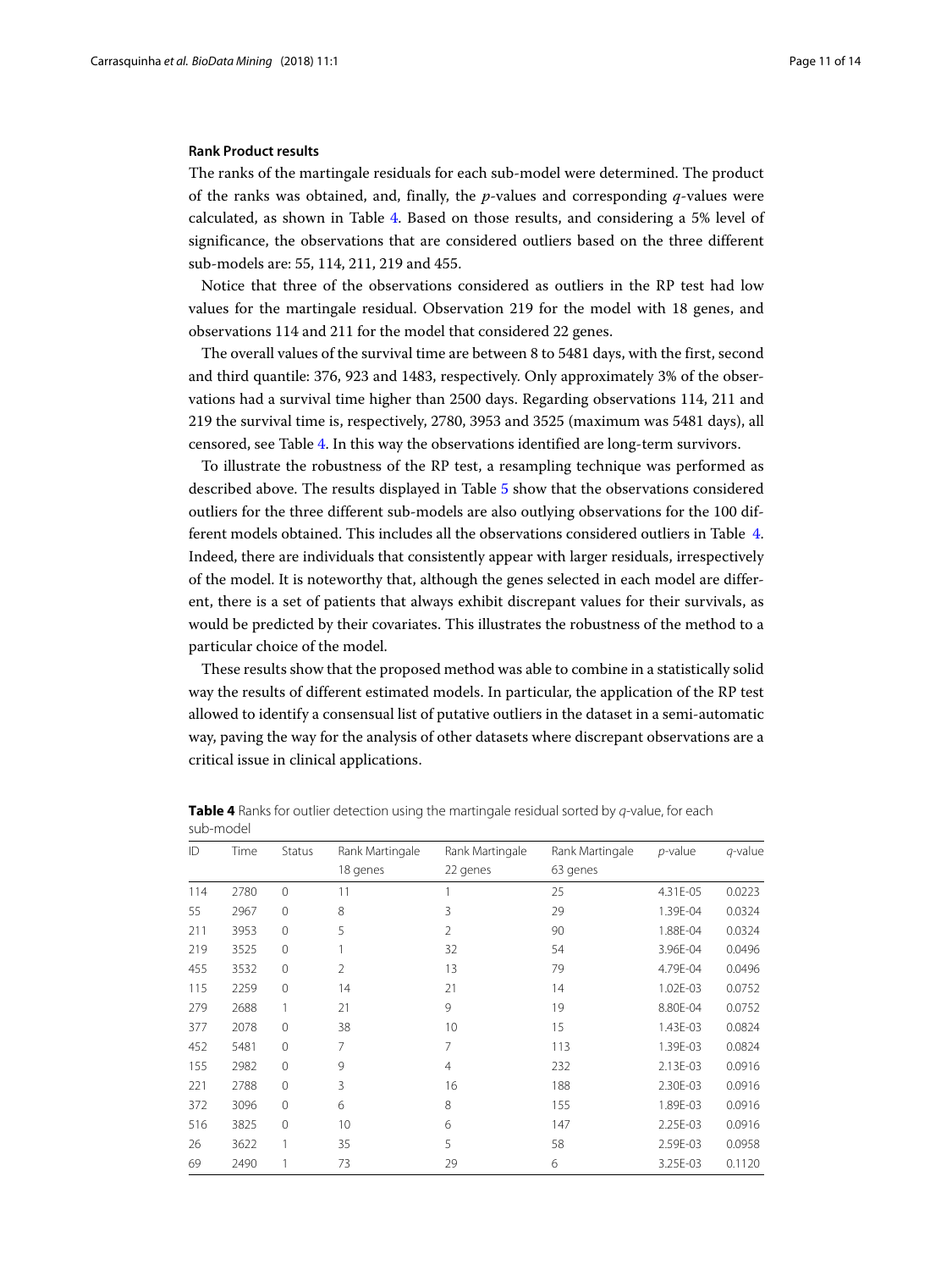**Rank Product results**

The ranks of the martingale residuals for each sub-model were determined. The product of the ranks was obtained, and, finally, the $p$-values and corresponding $q$-values were calculated, as shown in Table 4. Based on those results, and considering a 5% level of significance, the observations that are considered outliers based on the three different sub-models are: 55, 114, 211, 219 and 455.

Notice that three of the observations considered as outliers in the RP test had low values for the martingale residual. Observation 219 for the model with 18 genes, and observations 114 and 211 for the model that considered 22 genes.

The overall values of the survival time are between 8 to 5481 days, with the first, second and third quantile: 376, 923 and 1483, respectively. Only approximately 3% of the observations had a survival time higher than 2500 days. Regarding observations 114, 211 and 219 the survival time is, respectively, 2780, 3953 and 3525 (maximum was 5481 days), all censored, see Table 4. In this way the observations identified are long-term survivors.

To illustrate the robustness of the RP test, a resampling technique was performed as described above. The results displayed in Table 5 show that the observations considered outliers for the three different sub-models are also outlying observations for the 100 different models obtained. This includes all the observations considered outliers in Table 4. Indeed, there are individuals that consistently appear with larger residuals, irrespectively of the model. It is noteworthy that, although the genes selected in each model are different, there is a set of patients that always exhibit discrepant values for their survivals, as would be predicted by their covariates. This illustrates the robustness of the method to a particular choice of the model.

These results show that the proposed method was able to combine in a statistically solid way the results of different estimated models. In particular, the application of the RP test allowed to identify a consensual list of putative outliers in the dataset in a semi-automatic way, paving the way for the analysis of other datasets where discrepant observations are a critical issue in clinical applications.

**Table 4** Ranks for outlier detection using the martingale residual sorted by $q$-value, for each sub-model

| ID | Time | Status | Rank Martingale 18 genes | Rank Martingale 22 genes | Rank Martingale 63 genes | $p$-value | $q$-value |
|---|---|---|---|---|---|---|---|
| 114 | 2780 | 0 | 11 | 1 | 25 | 4.31E-05 | 0.0223 |
| 55 | 2967 | 0 | 8 | 3 | 29 | 1.39E-04 | 0.0324 |
| 211 | 3953 | 0 | 5 | 2 | 90 | 1.88E-04 | 0.0324 |
| 219 | 3525 | 0 | 1 | 32 | 54 | 3.96E-04 | 0.0496 |
| 455 | 3532 | 0 | 2 | 13 | 79 | 4.79E-04 | 0.0496 |
| 115 | 2259 | 0 | 14 | 21 | 14 | 1.02E-03 | 0.0752 |
| 279 | 2688 | 1 | 21 | 9 | 19 | 8.80E-04 | 0.0752 |
| 377 | 2078 | 0 | 38 | 10 | 15 | 1.43E-03 | 0.0824 |
| 452 | 5481 | 0 | 7 | 7 | 113 | 1.39E-03 | 0.0824 |
| 155 | 2982 | 0 | 9 | 4 | 232 | 2.13E-03 | 0.0916 |
| 221 | 2788 | 0 | 3 | 16 | 188 | 2.30E-03 | 0.0916 |
| 372 | 3096 | 0 | 6 | 8 | 155 | 1.89E-03 | 0.0916 |
| 516 | 3825 | 0 | 10 | 6 | 147 | 2.25E-03 | 0.0916 |
| 26 | 3622 | 1 | 35 | 5 | 58 | 2.59E-03 | 0.0958 |
| 69 | 2490 | 1 | 73 | 29 | 6 | 3.25E-03 | 0.1120 |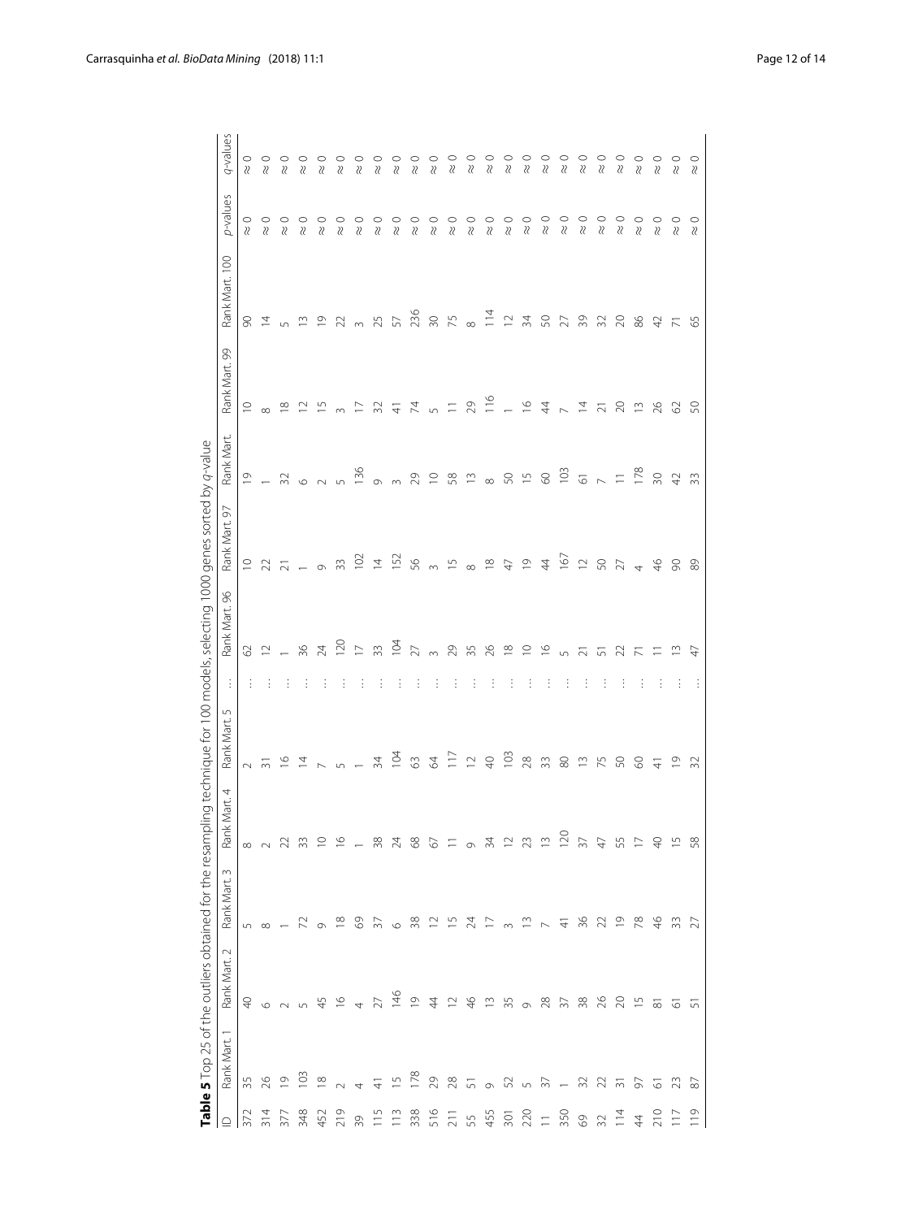**Table 5** Top 25 of the outliers obtained for the resampling technique for 100 models, selecting 1000 genes sorted by *q*-value

| ID | Rank Mart. 1 | Rank Mart. 2 | Rank Mart. 3 | Rank Mart. 4 | Rank Mart. 5 | ... | Rank Mart. 96 | Rank Mart. 97 | Rank Mart. | Rank Mart. 99 | Rank Mart. 100 | *p*-values | *q*-values |
|---|---|---|---|---|---|---|---|---|---|---|---|---|---|
| 372 | 35 | 40 | 5 | 8 | 2 | ... | 62 | 10 | 19 | 10 | 90 | ≈ 0 | ≈ 0 |
| 314 | 26 | 6 | 8 | 2 | 31 | ... | 12 | 22 | 1 | 8 | 14 | ≈ 0 | ≈ 0 |
| 377 | 19 | 2 | 1 | 22 | 16 | ... | 1 | 21 | 32 | 18 | 5 | ≈ 0 | ≈ 0 |
| 348 | 103 | 5 | 72 | 33 | 14 | ... | 36 | 1 | 6 | 12 | 13 | ≈ 0 | ≈ 0 |
| 452 | 18 | 45 | 9 | 10 | 7 | ... | 24 | 9 | 2 | 15 | 19 | ≈ 0 | ≈ 0 |
| 219 | 2 | 16 | 18 | 16 | 5 | ... | 120 | 33 | 5 | 3 | 22 | ≈ 0 | ≈ 0 |
| 39 | 4 | 4 | 69 | 1 | 1 | ... | 17 | 102 | 136 | 17 | 3 | ≈ 0 | ≈ 0 |
| 115 | 41 | 27 | 37 | 38 | 34 | ... | 33 | 14 | 9 | 32 | 25 | ≈ 0 | ≈ 0 |
| 113 | 15 | 146 | 6 | 24 | 104 | ... | 104 | 152 | 3 | 41 | 57 | ≈ 0 | ≈ 0 |
| 338 | 178 | 19 | 38 | 68 | 63 | ... | 27 | 56 | 29 | 74 | 236 | ≈ 0 | ≈ 0 |
| 516 | 29 | 44 | 12 | 67 | 64 | ... | 3 | 3 | 10 | 5 | 30 | ≈ 0 | ≈ 0 |
| 211 | 28 | 12 | 15 | 11 | 117 | ... | 29 | 15 | 58 | 11 | 75 | ≈ 0 | ≈ 0 |
| 55 | 51 | 46 | 24 | 9 | 12 | ... | 35 | 8 | 13 | 29 | 8 | ≈ 0 | ≈ 0 |
| 455 | 9 | 13 | 17 | 34 | 40 | ... | 26 | 18 | 8 | 116 | 114 | ≈ 0 | ≈ 0 |
| 301 | 52 | 35 | 3 | 12 | 103 | ... | 18 | 47 | 50 | 1 | 12 | ≈ 0 | ≈ 0 |
| 220 | 5 | 9 | 13 | 23 | 28 | ... | 10 | 19 | 15 | 16 | 34 | ≈ 0 | ≈ 0 |
| 11 | 37 | 28 | 7 | 13 | 33 | ... | 16 | 44 | 60 | 44 | 50 | ≈ 0 | ≈ 0 |
| 350 | 1 | 37 | 41 | 120 | 80 | ... | 5 | 167 | 103 | 7 | 27 | ≈ 0 | ≈ 0 |
| 69 | 32 | 38 | 36 | 37 | 13 | ... | 21 | 12 | 61 | 14 | 39 | ≈ 0 | ≈ 0 |
| 32 | 22 | 26 | 22 | 47 | 75 | ... | 51 | 50 | 7 | 21 | 32 | ≈ 0 | ≈ 0 |
| 114 | 31 | 20 | 19 | 55 | 50 | ... | 22 | 27 | 11 | 20 | 20 | ≈ 0 | ≈ 0 |
| 44 | 97 | 15 | 78 | 17 | 60 | ... | 71 | 4 | 178 | 13 | 86 | ≈ 0 | ≈ 0 |
| 210 | 61 | 81 | 46 | 40 | 41 | ... | 11 | 46 | 30 | 26 | 42 | ≈ 0 | ≈ 0 |
| 117 | 23 | 61 | 33 | 15 | 19 | ... | 13 | 90 | 42 | 62 | 71 | ≈ 0 | ≈ 0 |
| 119 | 87 | 51 | 27 | 58 | 32 | ... | 47 | 89 | 33 | 50 | 65 | ≈ 0 | ≈ 0 |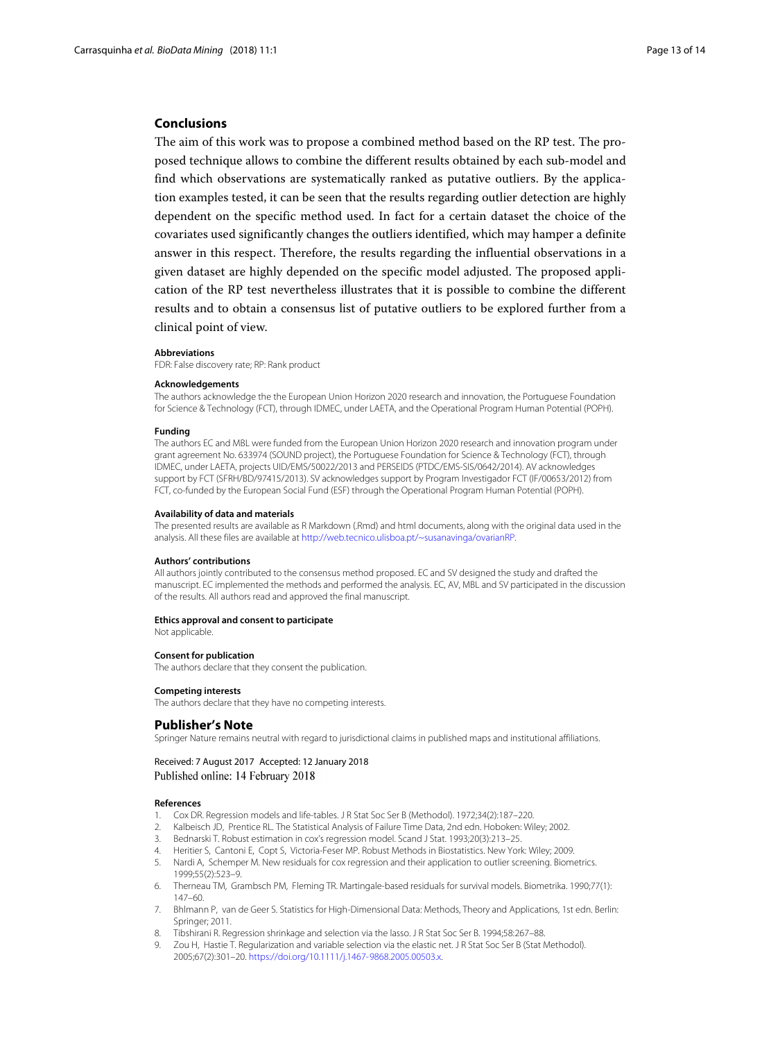## Conclusions

The aim of this work was to propose a combined method based on the RP test. The proposed technique allows to combine the different results obtained by each sub-model and find which observations are systematically ranked as putative outliers. By the application examples tested, it can be seen that the results regarding outlier detection are highly dependent on the specific method used. In fact for a certain dataset the choice of the covariates used significantly changes the outliers identified, which may hamper a definite answer in this respect. Therefore, the results regarding the influential observations in a given dataset are highly depended on the specific model adjusted. The proposed application of the RP test nevertheless illustrates that it is possible to combine the different results and to obtain a consensus list of putative outliers to be explored further from a clinical point of view.

#### Abbreviations

FDR: False discovery rate; RP: Rank product

#### Acknowledgements

The authors acknowledge the the European Union Horizon 2020 research and innovation, the Portuguese Foundation for Science & Technology (FCT), through IDMEC, under LAETA, and the Operational Program Human Potential (POPH).

#### Funding

The authors EC and MBL were funded from the European Union Horizon 2020 research and innovation program under grant agreement No. 633974 (SOUND project), the Portuguese Foundation for Science & Technology (FCT), through IDMEC, under LAETA, projects UID/EMS/50022/2013 and PERSEIDS (PTDC/EMS-SIS/0642/2014). AV acknowledges support by FCT (SFRH/BD/97415/2013). SV acknowledges support by Program Investigador FCT (IF/00653/2012) from FCT, co-funded by the European Social Fund (ESF) through the Operational Program Human Potential (POPH).

#### Availability of data and materials

The presented results are available as R Markdown (.Rmd) and html documents, along with the original data used in the analysis. All these files are available at http://web.tecnico.ulisboa.pt/~susanavinga/ovarianRP.

#### Authors' contributions

All authors jointly contributed to the consensus method proposed. EC and SV designed the study and drafted the manuscript. EC implemented the methods and performed the analysis. EC, AV, MBL and SV participated in the discussion of the results. All authors read and approved the final manuscript.

#### Ethics approval and consent to participate

Not applicable.

#### Consent for publication

The authors declare that they consent the publication.

#### Competing interests

The authors declare that they have no competing interests.

## Publisher's Note

Springer Nature remains neutral with regard to jurisdictional claims in published maps and institutional affiliations.

Received: 7 August 2017 Accepted: 12 January 2018
Published online: 14 February 2018

#### References

1. Cox DR. Regression models and life-tables. J R Stat Soc Ser B (Methodol). 1972;34(2):187–220.
2. Kalbeisch JD, Prentice RL. The Statistical Analysis of Failure Time Data, 2nd edn. Hoboken: Wiley; 2002.
3. Bednarski T. Robust estimation in cox's regression model. Scand J Stat. 1993;20(3):213–25.
4. Heritier S, Cantoni E, Copt S, Victoria-Feser MP. Robust Methods in Biostatistics. New York: Wiley; 2009.
5. Nardi A, Schemper M. New residuals for cox regression and their application to outlier screening. Biometrics. 1999;55(2):523–9.
6. Therneau TM, Grambsch PM, Fleming TR. Martingale-based residuals for survival models. Biometrika. 1990;77(1): 147–60.
7. Bhlmann P, van de Geer S. Statistics for High-Dimensional Data: Methods, Theory and Applications, 1st edn. Berlin: Springer; 2011.
8. Tibshirani R. Regression shrinkage and selection via the lasso. J R Stat Soc Ser B. 1994;58:267–88.
9. Zou H, Hastie T. Regularization and variable selection via the elastic net. J R Stat Soc Ser B (Stat Methodol). 2005;67(2):301–20. https://doi.org/10.1111/j.1467-9868.2005.00503.x.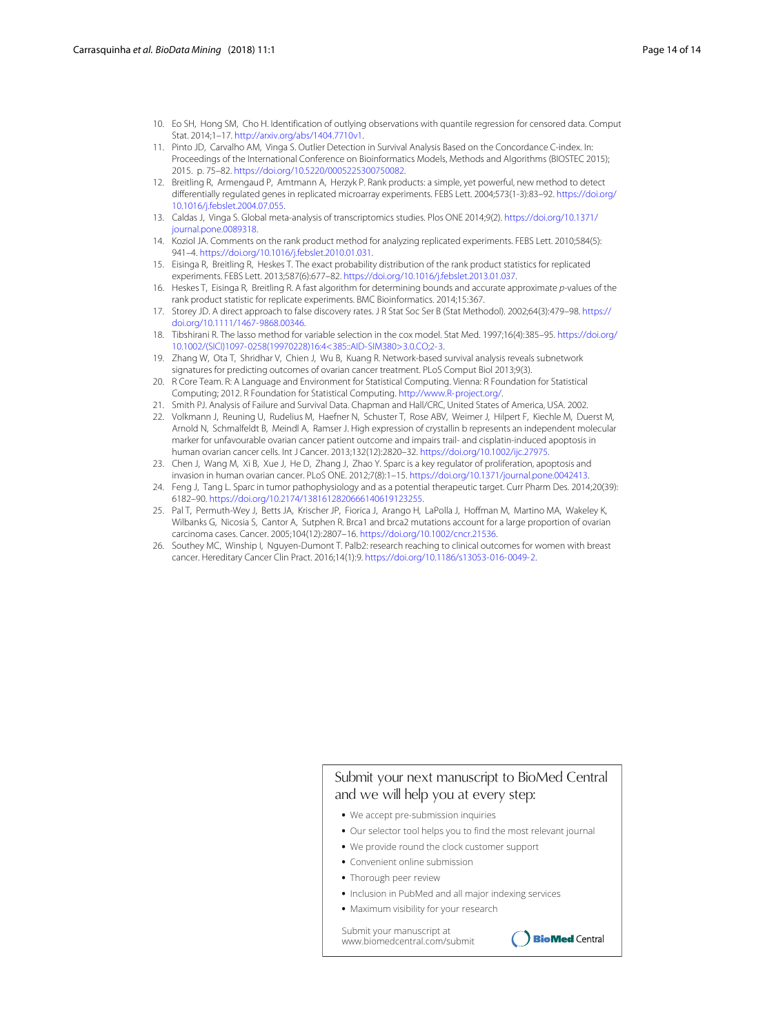10. Eo SH, Hong SM, Cho H. Identification of outlying observations with quantile regression for censored data. Comput Stat. 2014;1–17. http://arxiv.org/abs/1404.7710v1.
11. Pinto JD, Carvalho AM, Vinga S. Outlier Detection in Survival Analysis Based on the Concordance C-index. In: Proceedings of the International Conference on Bioinformatics Models, Methods and Algorithms (BIOSTEC 2015); 2015. p. 75–82. https://doi.org/10.5220/0005225300750082.
12. Breitling R, Armengaud P, Amtmann A, Herzyk P. Rank products: a simple, yet powerful, new method to detect differentially regulated genes in replicated microarray experiments. FEBS Lett. 2004;573(1-3):83–92. https://doi.org/10.1016/j.febslet.2004.07.055.
13. Caldas J, Vinga S. Global meta-analysis of transcriptomics studies. Plos ONE 2014;9(2). https://doi.org/10.1371/journal.pone.0089318.
14. Koziol JA. Comments on the rank product method for analyzing replicated experiments. FEBS Lett. 2010;584(5): 941–4. https://doi.org/10.1016/j.febslet.2010.01.031.
15. Eisinga R, Breitling R, Heskes T. The exact probability distribution of the rank product statistics for replicated experiments. FEBS Lett. 2013;587(6):677–82. https://doi.org/10.1016/j.febslet.2013.01.037.
16. Heskes T, Eisinga R, Breitling R. A fast algorithm for determining bounds and accurate approximate *p*-values of the rank product statistic for replicate experiments. BMC Bioinformatics. 2014;15:367.
17. Storey JD. A direct approach to false discovery rates. J R Stat Soc Ser B (Stat Methodol). 2002;64(3):479–98. https://doi.org/10.1111/1467-9868.00346.
18. Tibshirani R. The lasso method for variable selection in the cox model. Stat Med. 1997;16(4):385–95. https://doi.org/10.1002/(SICI)1097-0258(19970228)16:4<385::AID-SIM380>3.0.CO;2-3.
19. Zhang W, Ota T, Shridhar V, Chien J, Wu B, Kuang R. Network-based survival analysis reveals subnetwork signatures for predicting outcomes of ovarian cancer treatment. PLoS Comput Biol 2013;9(3).
20. R Core Team. R: A Language and Environment for Statistical Computing. Vienna: R Foundation for Statistical Computing; 2012. R Foundation for Statistical Computing. http://www.R-project.org/.
21. Smith PJ. Analysis of Failure and Survival Data. Chapman and Hall/CRC, United States of America, USA. 2002.
22. Volkmann J, Reuning U, Rudelius M, Haefner N, Schuster T, Rose ABV, Weimer J, Hilpert F, Kiechle M, Duerst M, Arnold N, Schmalfeldt B, Meindl A, Ramser J. High expression of crystallin b represents an independent molecular marker for unfavourable ovarian cancer patient outcome and impairs trail- and cisplatin-induced apoptosis in human ovarian cancer cells. Int J Cancer. 2013;132(12):2820–32. https://doi.org/10.1002/ijc.27975.
23. Chen J, Wang M, Xi B, Xue J, He D, Zhang J, Zhao Y. Sparc is a key regulator of proliferation, apoptosis and invasion in human ovarian cancer. PLoS ONE. 2012;7(8):1–15. https://doi.org/10.1371/journal.pone.0042413.
24. Feng J, Tang L. Sparc in tumor pathophysiology and as a potential therapeutic target. Curr Pharm Des. 2014;20(39): 6182–90. https://doi.org/10.2174/1381612820666140619123255.
25. Pal T, Permuth-Wey J, Betts JA, Krischer JP, Fiorica J, Arango H, LaPolla J, Hoffman M, Martino MA, Wakeley K, Wilbanks G, Nicosia S, Cantor A, Sutphen R. Brca1 and brca2 mutations account for a large proportion of ovarian carcinoma cases. Cancer. 2005;104(12):2807–16. https://doi.org/10.1002/cncr.21536.
26. Southey MC, Winship I, Nguyen-Dumont T. Palb2: research reaching to clinical outcomes for women with breast cancer. Hereditary Cancer Clin Pract. 2016;14(1):9. https://doi.org/10.1186/s13053-016-0049-2.

Submit your next manuscript to BioMed Central and we will help you at every step:

- We accept pre-submission inquiries
- Our selector tool helps you to find the most relevant journal
- We provide round the clock customer support
- Convenient online submission
- Thorough peer review
- Inclusion in PubMed and all major indexing services
- Maximum visibility for your research

Submit your manuscript at www.biomedcentral.com/submit

BioMed Central